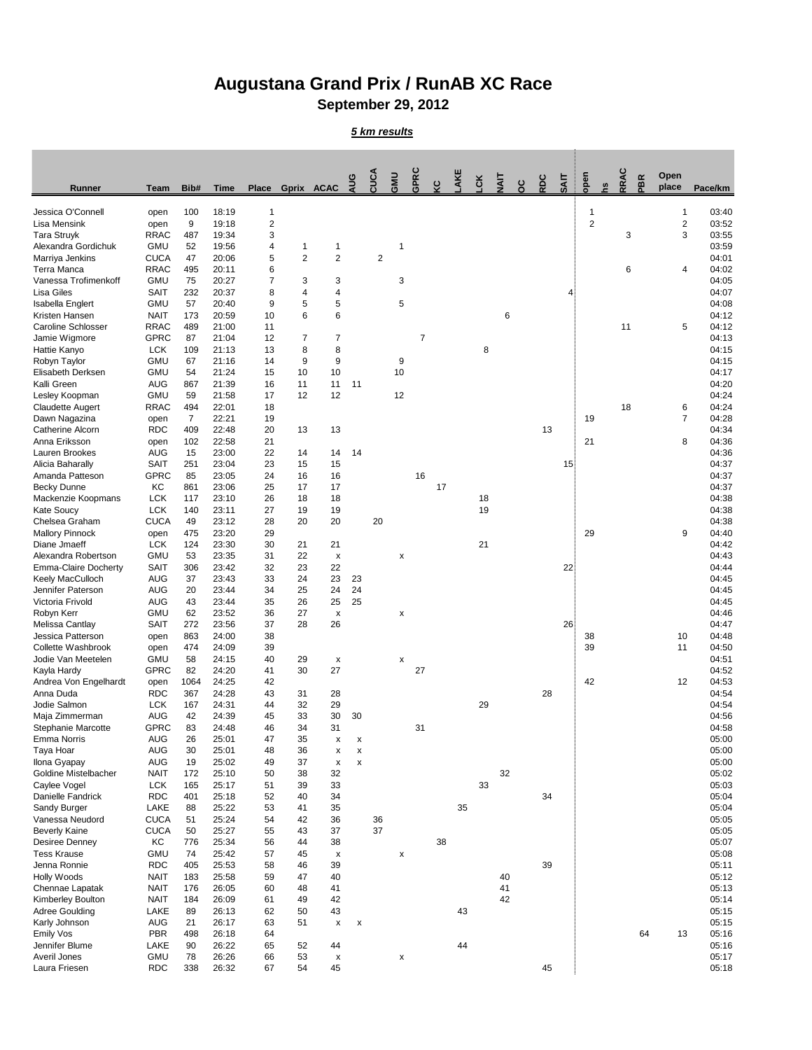# Augustana Grand Prix / RunAB XC Race

## September 29, 2012

***5 km results***

| Runner | Team | Bib# | Time | Place | Gprix | ACAC | AUG | CUCA | GMU | GPRC | KC | LAKE | LCK | NAIT | OC | RDC | SAIT | open | hs | RRAC | PBR | Open place | Pace/km |
|---|---|---|---|---|---|---|---|---|---|---|---|---|---|---|---|---|---|---|---|---|---|---|---|
| Jessica O'Connell | open | 100 | 18:19 | 1 | | | | | | | | | | | | | | 1 | | | | 1 | 03:40 |
| Lisa Mensink | open | 9 | 19:18 | 2 | | | | | | | | | | | | | | 2 | | | | 2 | 03:52 |
| Tara Struyk | RRAC | 487 | 19:34 | 3 | | | | | | | | | | | | | | | | 3 | | 3 | 03:55 |
| Alexandra Gordichuk | GMU | 52 | 19:56 | 4 | 1 | 1 | | | 1 | | | | | | | | | | | | | | 03:59 |
| Marriya Jenkins | CUCA | 47 | 20:06 | 5 | 2 | 2 | | 2 | | | | | | | | | | | | | | | 04:01 |
| Terra Manca | RRAC | 495 | 20:11 | 6 | | | | | | | | | | | | | | | | 6 | | 4 | 04:02 |
| Vanessa Trofimenkoff | GMU | 75 | 20:27 | 7 | 3 | 3 | | | 3 | | | | | | | | | | | | | | 04:05 |
| Lisa Giles | SAIT | 232 | 20:37 | 8 | 4 | 4 | | | | | | | | | | | 4 | | | | | | 04:07 |
| Isabella Englert | GMU | 57 | 20:40 | 9 | 5 | 5 | | | 5 | | | | | | | | | | | | | | 04:08 |
| Kristen Hansen | NAIT | 173 | 20:59 | 10 | 6 | 6 | | | | | | | | 6 | | | | | | | | | 04:12 |
| Caroline Schlosser | RRAC | 489 | 21:00 | 11 | | | | | | | | | | | | | | | | 11 | | 5 | 04:12 |
| Jamie Wigmore | GPRC | 87 | 21:04 | 12 | 7 | 7 | | | | 7 | | | | | | | | | | | | | 04:13 |
| Hattie Kanyo | LCK | 109 | 21:13 | 13 | 8 | 8 | | | | | | | 8 | | | | | | | | | | 04:15 |
| Robyn Taylor | GMU | 67 | 21:16 | 14 | 9 | 9 | | | 9 | | | | | | | | | | | | | | 04:15 |
| Elisabeth Derksen | GMU | 54 | 21:24 | 15 | 10 | 10 | | | 10 | | | | | | | | | | | | | | 04:17 |
| Kalli Green | AUG | 867 | 21:39 | 16 | 11 | 11 | 11 | | | | | | | | | | | | | | | | 04:20 |
| Lesley Koopman | GMU | 59 | 21:58 | 17 | 12 | 12 | | | 12 | | | | | | | | | | | | | | 04:24 |
| Claudette Augert | RRAC | 494 | 22:01 | 18 | | | | | | | | | | | | | | | | 18 | | 6 | 04:24 |
| Dawn Nagazina | open | 7 | 22:21 | 19 | | | | | | | | | | | | | | 19 | | | | 7 | 04:28 |
| Catherine Alcorn | RDC | 409 | 22:48 | 20 | 13 | 13 | | | | | | | | | | 13 | | | | | | | 04:34 |
| Anna Eriksson | open | 102 | 22:58 | 21 | | | | | | | | | | | | | | 21 | | | | 8 | 04:36 |
| Lauren Brookes | AUG | 15 | 23:00 | 22 | 14 | 14 | 14 | | | | | | | | | | | | | | | | 04:36 |
| Alicia Baharally | SAIT | 251 | 23:04 | 23 | 15 | 15 | | | | | | | | | | | 15 | | | | | | 04:37 |
| Amanda Patteson | GPRC | 85 | 23:05 | 24 | 16 | 16 | | | | 16 | | | | | | | | | | | | | 04:37 |
| Becky Dunne | KC | 861 | 23:06 | 25 | 17 | 17 | | | | | 17 | | | | | | | | | | | | 04:37 |
| Mackenzie Koopmans | LCK | 117 | 23:10 | 26 | 18 | 18 | | | | | | | 18 | | | | | | | | | | 04:38 |
| Kate Soucy | LCK | 140 | 23:11 | 27 | 19 | 19 | | | | | | | 19 | | | | | | | | | | 04:38 |
| Chelsea Graham | CUCA | 49 | 23:12 | 28 | 20 | 20 | | 20 | | | | | | | | | | | | | | | 04:38 |
| Mallory Pinnock | open | 475 | 23:20 | 29 | | | | | | | | | | | | | | 29 | | | | 9 | 04:40 |
| Diane Jmaeff | LCK | 124 | 23:30 | 30 | 21 | 21 | | | | | | | 21 | | | | | | | | | | 04:42 |
| Alexandra Robertson | GMU | 53 | 23:35 | 31 | 22 | x | | | x | | | | | | | | | | | | | | 04:43 |
| Emma-Claire Docherty | SAIT | 306 | 23:42 | 32 | 23 | 22 | | | | | | | | | | | 22 | | | | | | 04:44 |
| Keely MacCulloch | AUG | 37 | 23:43 | 33 | 24 | 23 | 23 | | | | | | | | | | | | | | | | 04:45 |
| Jennifer Paterson | AUG | 20 | 23:44 | 34 | 25 | 24 | 24 | | | | | | | | | | | | | | | | 04:45 |
| Victoria Frivold | AUG | 43 | 23:44 | 35 | 26 | 25 | 25 | | | | | | | | | | | | | | | | 04:45 |
| Robyn Kerr | GMU | 62 | 23:52 | 36 | 27 | x | | | x | | | | | | | | | | | | | | 04:46 |
| Melissa Cantlay | SAIT | 272 | 23:56 | 37 | 28 | 26 | | | | | | | | | | | 26 | | | | | | 04:47 |
| Jessica Patterson | open | 863 | 24:00 | 38 | | | | | | | | | | | | | | 38 | | | | 10 | 04:48 |
| Collette Washbrook | open | 474 | 24:09 | 39 | | | | | | | | | | | | | | 39 | | | | 11 | 04:50 |
| Jodie Van Meetelen | GMU | 58 | 24:15 | 40 | 29 | x | | | x | | | | | | | | | | | | | | 04:51 |
| Kayla Hardy | GPRC | 82 | 24:20 | 41 | 30 | 27 | | | | 27 | | | | | | | | | | | | | 04:52 |
| Andrea Von Engelhardt | open | 1064 | 24:25 | 42 | | | | | | | | | | | | | | 42 | | | | 12 | 04:53 |
| Anna Duda | RDC | 367 | 24:28 | 43 | 31 | 28 | | | | | | | | | | 28 | | | | | | | 04:54 |
| Jodie Salmon | LCK | 167 | 24:31 | 44 | 32 | 29 | | | | | | | 29 | | | | | | | | | | 04:54 |
| Maja Zimmerman | AUG | 42 | 24:39 | 45 | 33 | 30 | 30 | | | | | | | | | | | | | | | | 04:56 |
| Stephanie Marcotte | GPRC | 83 | 24:48 | 46 | 34 | 31 | | | | 31 | | | | | | | | | | | | | 04:58 |
| Emma Norris | AUG | 26 | 25:01 | 47 | 35 | x | x | | | | | | | | | | | | | | | | 05:00 |
| Taya Hoar | AUG | 30 | 25:01 | 48 | 36 | x | x | | | | | | | | | | | | | | | | 05:00 |
| Ilona Gyapay | AUG | 19 | 25:02 | 49 | 37 | x | x | | | | | | | | | | | | | | | | 05:00 |
| Goldine Mistelbacher | NAIT | 172 | 25:10 | 50 | 38 | 32 | | | | | | | | 32 | | | | | | | | | 05:02 |
| Caylee Vogel | LCK | 165 | 25:17 | 51 | 39 | 33 | | | | | | | 33 | | | | | | | | | | 05:03 |
| Danielle Fandrick | RDC | 401 | 25:18 | 52 | 40 | 34 | | | | | | | | | | 34 | | | | | | | 05:04 |
| Sandy Burger | LAKE | 88 | 25:22 | 53 | 41 | 35 | | | | | | 35 | | | | | | | | | | | 05:04 |
| Vanessa Neudord | CUCA | 51 | 25:24 | 54 | 42 | 36 | | 36 | | | | | | | | | | | | | | | 05:05 |
| Beverly Kaine | CUCA | 50 | 25:27 | 55 | 43 | 37 | | 37 | | | | | | | | | | | | | | | 05:05 |
| Desiree Denney | KC | 776 | 25:34 | 56 | 44 | 38 | | | | | 38 | | | | | | | | | | | | 05:07 |
| Tess Krause | GMU | 74 | 25:42 | 57 | 45 | x | | | x | | | | | | | | | | | | | | 05:08 |
| Jenna Ronnie | RDC | 405 | 25:53 | 58 | 46 | 39 | | | | | | | | | | 39 | | | | | | | 05:11 |
| Holly Woods | NAIT | 183 | 25:58 | 59 | 47 | 40 | | | | | | | | 40 | | | | | | | | | 05:12 |
| Chennae Lapatak | NAIT | 176 | 26:05 | 60 | 48 | 41 | | | | | | | | 41 | | | | | | | | | 05:13 |
| Kimberley Boulton | NAIT | 184 | 26:09 | 61 | 49 | 42 | | | | | | | | 42 | | | | | | | | | 05:14 |
| Adree Goulding | LAKE | 89 | 26:13 | 62 | 50 | 43 | | | | | | 43 | | | | | | | | | | | 05:15 |
| Karly Johnson | AUG | 21 | 26:17 | 63 | 51 | x | x | | | | | | | | | | | | | | | | 05:15 |
| Emily Vos | PBR | 498 | 26:18 | 64 | | | | | | | | | | | | | | | | | 64 | 13 | 05:16 |
| Jennifer Blume | LAKE | 90 | 26:22 | 65 | 52 | 44 | | | | | | 44 | | | | | | | | | | | 05:16 |
| Averil Jones | GMU | 78 | 26:26 | 66 | 53 | x | | | x | | | | | | | | | | | | | | 05:17 |
| Laura Friesen | RDC | 338 | 26:32 | 67 | 54 | 45 | | | | | | | | | | 45 | | | | | | | 05:18 |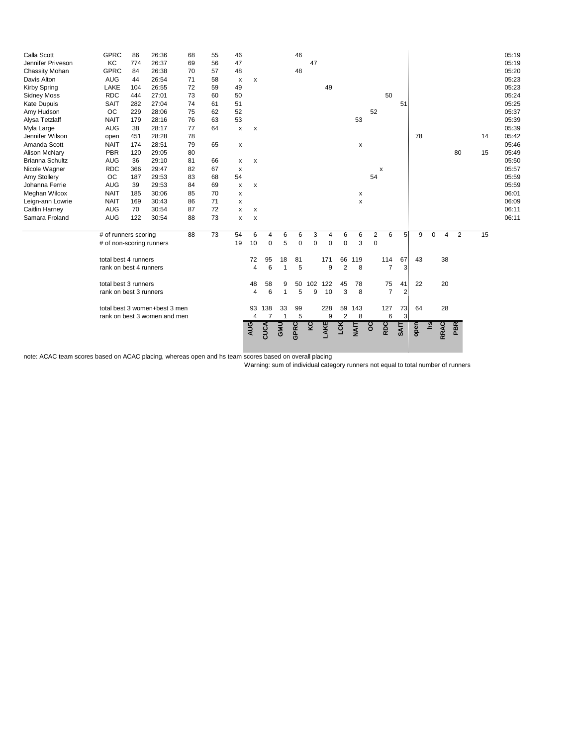| | | | | | | | | | | | | | | | | | | | | | | | | |
|---|---|---|---|---|---|---|---|---|---|---|---|---|---|---|---|---|---|---|---|---|---|---|---|---|
| Calla Scott | GPRC | 86 | 26:36 | 68 | 55 | 46 | | | | 46 | | | | | | | | | | | | | | 05:19 |
| Jennifer Priveson | KC | 774 | 26:37 | 69 | 56 | 47 | | | | | 47 | | | | | | | | | | | | | 05:19 |
| Chassity Mohan | GPRC | 84 | 26:38 | 70 | 57 | 48 | | | | 48 | | | | | | | | | | | | | | 05:20 |
| Davis Alton | AUG | 44 | 26:54 | 71 | 58 | x | x | | | | | | | | | | | | | | | | | 05:23 |
| Kirby Spring | LAKE | 104 | 26:55 | 72 | 59 | 49 | | | | | | 49 | | | | | | | | | | | | 05:23 |
| Sidney Moss | RDC | 444 | 27:01 | 73 | 60 | 50 | | | | | | | | | | 50 | | | | | | | | 05:24 |
| Kate Dupuis | SAIT | 282 | 27:04 | 74 | 61 | 51 | | | | | | | | | | | 51 | | | | | | | 05:25 |
| Amy Hudson | OC | 229 | 28:06 | 75 | 62 | 52 | | | | | | | | | 52 | | | | | | | | | 05:37 |
| Alysa Tetzlaff | NAIT | 179 | 28:16 | 76 | 63 | 53 | | | | | | | | 53 | | | | | | | | | | 05:39 |
| Myla Large | AUG | 38 | 28:17 | 77 | 64 | x | x | | | | | | | | | | | | | | | | | 05:39 |
| Jennifer Wilson | open | 451 | 28:28 | 78 | | | | | | | | | | | | | | 78 | | | | | 14 | 05:42 |
| Amanda Scott | NAIT | 174 | 28:51 | 79 | 65 | x | | | | | | | | x | | | | | | | | | | 05:46 |
| Alison McNary | PBR | 120 | 29:05 | 80 | | | | | | | | | | | | | | | | | 80 | | 15 | 05:49 |
| Brianna Schultz | AUG | 36 | 29:10 | 81 | 66 | x | x | | | | | | | | | | | | | | | | | 05:50 |
| Nicole Wagner | RDC | 366 | 29:47 | 82 | 67 | x | | | | | | | | | | x | | | | | | | | 05:57 |
| Amy Stollery | OC | 187 | 29:53 | 83 | 68 | 54 | | | | | | | | | 54 | | | | | | | | | 05:59 |
| Johanna Ferrie | AUG | 39 | 29:53 | 84 | 69 | x | x | | | | | | | | | | | | | | | | | 05:59 |
| Meghan Wilcox | NAIT | 185 | 30:06 | 85 | 70 | x | | | | | | | | x | | | | | | | | | | 06:01 |
| Leign-ann Lowrie | NAIT | 169 | 30:43 | 86 | 71 | x | | | | | | | | x | | | | | | | | | | 06:09 |
| Caitlin Harney | AUG | 70 | 30:54 | 87 | 72 | x | x | | | | | | | | | | | | | | | | | 06:11 |
| Samara Froland | AUG | 122 | 30:54 | 88 | 73 | x | x | | | | | | | | | | | | | | | | | 06:11 |
| # of runners scoring | | | | 88 | 73 | 54 | 6 | 4 | 6 | 6 | 3 | 4 | 6 | 6 | 2 | 6 | 5 | 9 | 0 | 4 | 2 | | 15 | |
| # of non-scoring runners | | | | | | 19 | 10 | 0 | 5 | 0 | 0 | 0 | 0 | 3 | 0 | | | | | | | | | |
| total best 4 runners | | | | | | | 72 | 95 | 18 | 81 | | 171 | 66 | 119 | | 114 | 67 | 43 | | 38 | | | | |
| rank on best 4 runners | | | | | | | 4 | 6 | 1 | 5 | | 9 | 2 | 8 | | 7 | 3 | | | | | | | |
| total best 3 runners | | | | | | | 48 | 58 | 9 | 50 | 102 | 122 | 45 | 78 | | 75 | 41 | 22 | | 20 | | | | |
| rank on best 3 runners | | | | | | | 4 | 6 | 1 | 5 | 9 | 10 | 3 | 8 | | 7 | 2 | | | | | | | |
| total best 3 women+best 3 men | | | | | | | 93 | 138 | 33 | 99 | | 228 | 59 | 143 | | 127 | 73 | 64 | | 28 | | | | |
| rank on best 3 women and men | | | | | | | 4 | 7 | 1 | 5 | | 9 | 2 | 8 | | 6 | 3 | | | | | | | |
| | | | | | | | AUG | CUCA | GMU | GPRC | KC | LAKE | LCK | NAIT | OC | RDC | SAIT | open | hs | RRAC | PBR | | | |

note: ACAC team scores based on ACAC placing, whereas open and hs team scores based on overall placing

Warning: sum of individual category runners not equal to total number of runners